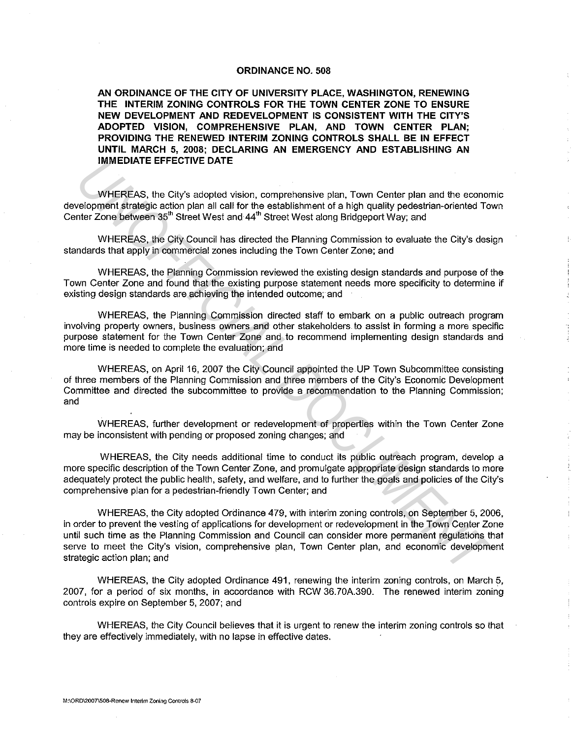# ORDINANCE NO. 508

**AN ORDINANCE OF THE CITY OF UNIVERSITY PLACE, WASHINGTON, RENEWING THE INTERIM ZONING CONTROLS FOR THE TOWN CENTER ZONE TO ENSURE NEW DEVELOPMENT AND REDEVELOPMENT IS CONSISTENT WITH THE CITY'S ADOPTED VISION, COMPREHENSIVE PLAN, AND TOWN CENTER PLAN; PROVIDING THE RENEWED INTERIM ZONING CONTROLS SHALL BE IN EFFECT UNTIL MARCH 5, 2008; DECLARING AN EMERGENCY AND ESTABLISHING AN IMMEDIATE EFFECTIVE DATE**

WHEREAS, the City's adopted vision, comprehensive plan, Town Center plan and the economic development strategic action plan all call for the establishment of a high quality pedestrian-oriented Town Center Zone between 35th Street West and 44th Street West along Bridgeport Way; and

WHEREAS, the City Council has directed the Planning Commission to evaluate the City's design standards that apply in commercial zones including the Town Center Zone; and

WHEREAS, the Planning Commission reviewed the existing design standards and purpose of the Town Center Zone and found that the existing purpose statement needs more specificity to determine if existing design standards are achieving the intended outcome; and

WHEREAS, the Planning Commission directed staff to embark on a public outreach program involving property owners, business owners and other stakeholders to assist in forming a more specific purpose statement for the Town Center Zone and to recommend implementing design standards and more time is needed to complete the evaluation; and

WHEREAS, on April 16, 2007 the City Council appointed the UP Town Subcommittee consisting of three members of the Planning Commission and three members of the City's Economic Development Committee and directed the subcommittee to provide a recommendation to the Planning Commission; and

WHEREAS, further development or redevelopment of properties within the Town Center Zone may be inconsistent with pending or proposed zoning changes; and

WHEREAS, the City needs additional time to conduct its public outreach program, develop a more specific description of the Town Center Zone, and promulgate appropriate design standards to more adequately protect the public health, safety, and welfare, and to further the goals and policies of the City's comprehensive plan for a pedestrian-friendly Town Center; and

WHEREAS, the City adopted Ordinance 479, with interim zoning controls, on September 5, 2006, in order to prevent the vesting of applications for development or redevelopment in the Town Center Zone until such time as the Planning Commission and Council can consider more permanent regulations that serve to meet the City's vision, comprehensive plan, Town Center plan, and economic development strategic action plan; and

WHEREAS, the City adopted Ordinance 491, renewing the interim zoning controls, on March 5, 2007, for a period of six months, in accordance with RCW 36.70A.390. The renewed interim zoning controls expire on September 5, 2007; and

WHEREAS, the City Council believes that it is urgent to renew the interim zoning controls so that they are effectively immediately, with no lapse in effective dates.

M:\ORD\2007\508-Renew Interim Zoning Controls 8-07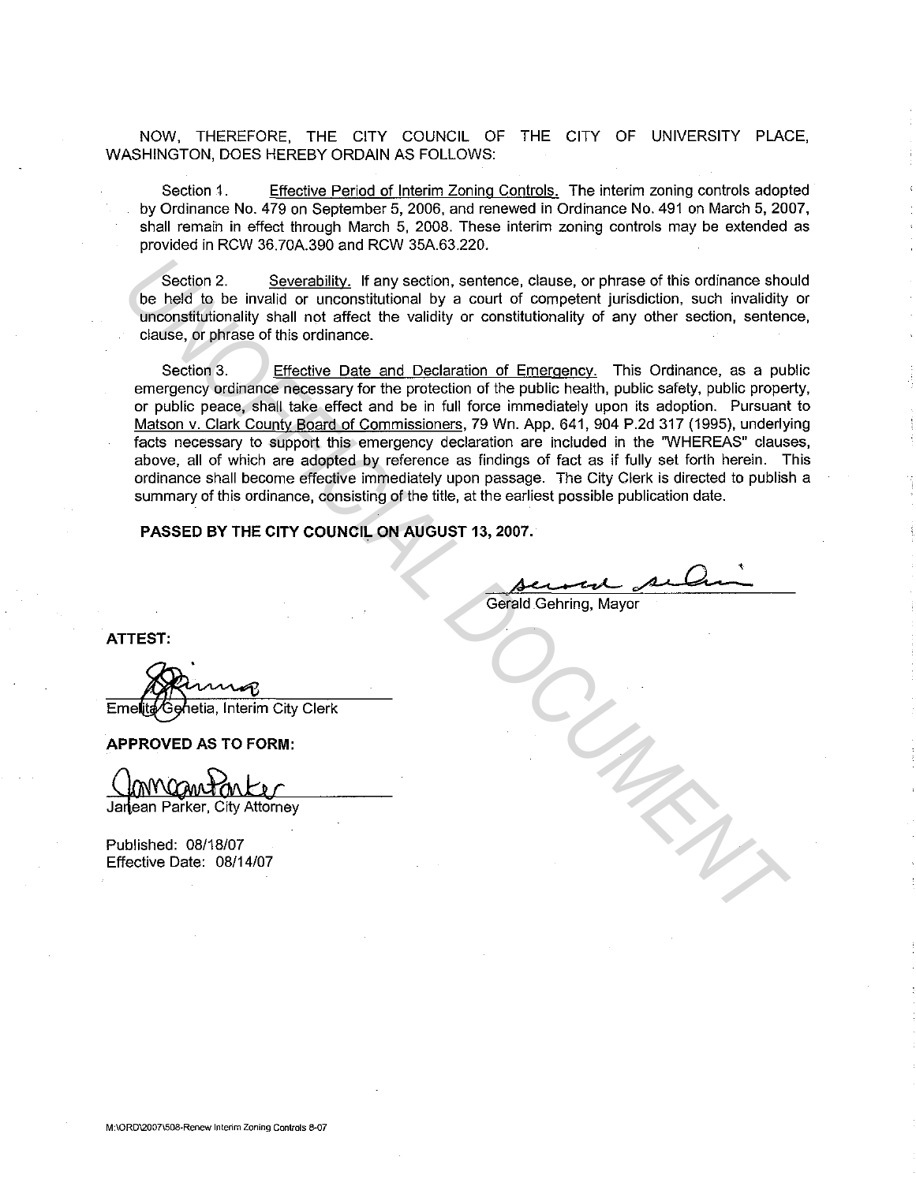NOW, THEREFORE, THE CITY COUNCIL OF THE CITY OF UNIVERSITY PLACE, WASHINGTON, DOES HEREBY ORDAIN AS FOLLOWS:

Section 1. Effective Period of Interim Zoning Controls. The interim zoning controls adopted by Ordinance No. 479 on September 5, 2006, and renewed in Ordinance No. 491 on March 5, 2007, shall remain in effect through March 5, 2008. These interim zoning controls may be extended as provided in RCW 36.70A.390 and RCW 35A.63.220.

Section 2. Severability. If any section, sentence, clause, or phrase of this ordinance should be held to be invalid or unconstitutional by a court of competent jurisdiction, such invalidity or unconstitutionality shall not affect the validity or constitutionality of any other section, sentence, clause, or phrase of this ordinance.

Section 3. Effective Date and Declaration of Emergency. This Ordinance, as a public emergency ordinance necessary for the protection of the public health, public safety, public property, or public peace, shall take effect and be in full force immediately upon its adoption. Pursuant to Matson v. Clark County Board of Commissioners, 79 Wn. App. 641, 904 P.2d 317 (1995), underlying facts necessary to support this emergency declaration are included in the "WHEREAS" clauses, above, all of which are adopted by reference as findings of fact as if fully set forth herein. This ordinance shall become effective immediately upon passage. The City Clerk is directed to publish a summary of this ordinance, consisting of the title, at the earliest possible publication date.

**PASSED BY THE CITY COUNCIL ON AUGUST 13, 2007.**

Gerald Gehring, Mayor

**ATTEST:**

Emelita Genetia, Interim City Clerk

**APPROVED AS TO FORM:**

Janean Parker, City Attorney

Published: 08/18/07
Effective Date: 08/14/07

M:\ORD\2007\508-Renew Interim Zoning Controls 8-07